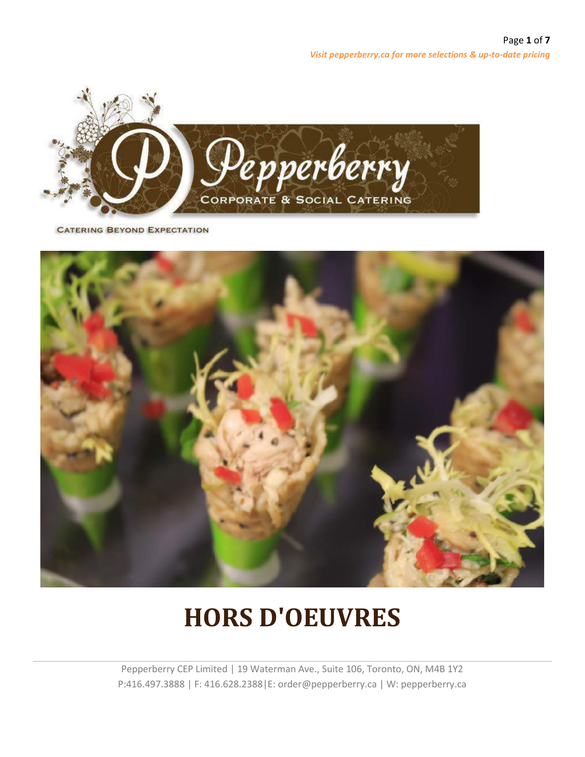*Visit pepperberry.ca for more selections & up-to-date pricing*

Pepperberry

CORPORATE & SOCIAL CATERING

CATERING BEYOND EXPECTATION

# HORS D'OEUVRES

Pepperberry CEP Limited | 19 Waterman Ave., Suite 106, Toronto, ON, M4B 1Y2
P:416.497.3888 | F: 416.628.2388|E: order@pepperberry.ca | W: pepperberry.ca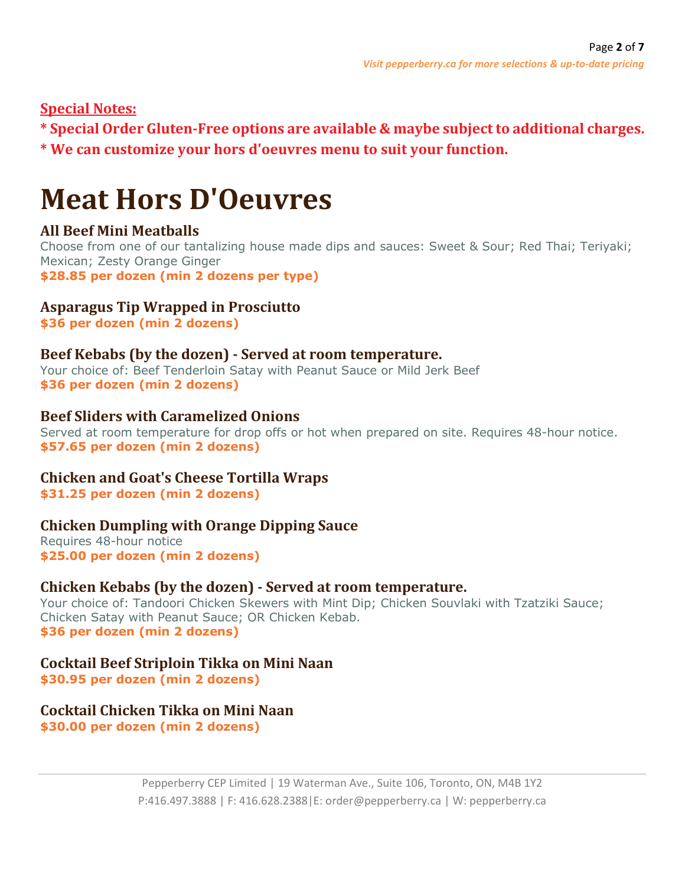**Special Notes:**

**\* Special Order Gluten-Free options are available & maybe subject to additional charges.**

**\* We can customize your hors d'oeuvres menu to suit your function.**

# Meat Hors D'Oeuvres

### All Beef Mini Meatballs

Choose from one of our tantalizing house made dips and sauces: Sweet & Sour; Red Thai; Teriyaki; Mexican; Zesty Orange Ginger

**$28.85 per dozen (min 2 dozens per type)**

### Asparagus Tip Wrapped in Prosciutto

**$36 per dozen (min 2 dozens)**

### Beef Kebabs (by the dozen) - Served at room temperature.

Your choice of: Beef Tenderloin Satay with Peanut Sauce or Mild Jerk Beef

**$36 per dozen (min 2 dozens)**

### Beef Sliders with Caramelized Onions

Served at room temperature for drop offs or hot when prepared on site. Requires 48-hour notice.

**$57.65 per dozen (min 2 dozens)**

### Chicken and Goat's Cheese Tortilla Wraps

**$31.25 per dozen (min 2 dozens)**

### Chicken Dumpling with Orange Dipping Sauce

Requires 48-hour notice

**$25.00 per dozen (min 2 dozens)**

### Chicken Kebabs (by the dozen) - Served at room temperature.

Your choice of: Tandoori Chicken Skewers with Mint Dip; Chicken Souvlaki with Tzatziki Sauce; Chicken Satay with Peanut Sauce; OR Chicken Kebab.

**$36 per dozen (min 2 dozens)**

### Cocktail Beef Striploin Tikka on Mini Naan

**$30.95 per dozen (min 2 dozens)**

### Cocktail Chicken Tikka on Mini Naan

**$30.00 per dozen (min 2 dozens)**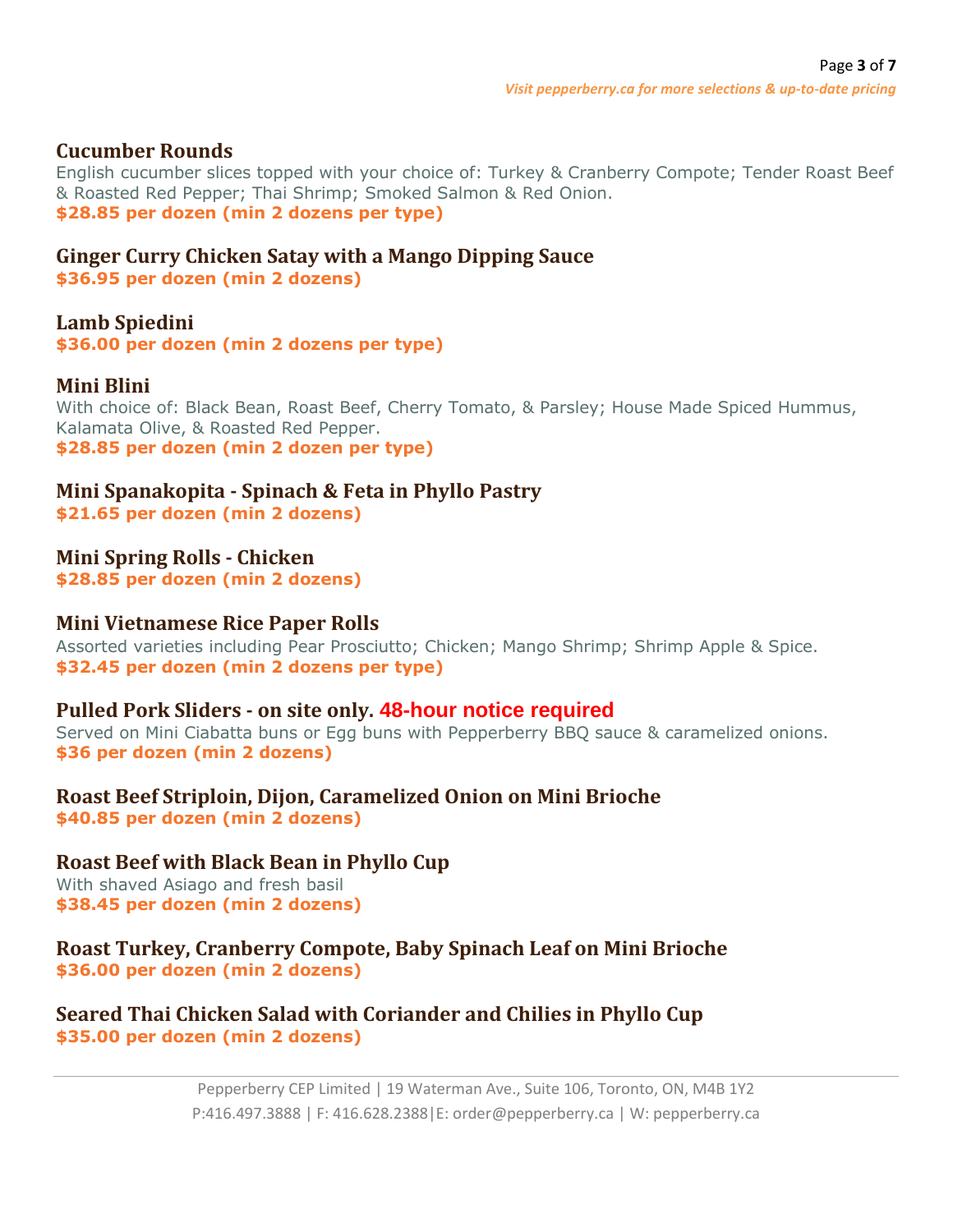### Cucumber Rounds

English cucumber slices topped with your choice of: Turkey & Cranberry Compote; Tender Roast Beef & Roasted Red Pepper; Thai Shrimp; Smoked Salmon & Red Onion.
**$28.85 per dozen (min 2 dozens per type)**

### Ginger Curry Chicken Satay with a Mango Dipping Sauce

**$36.95 per dozen (min 2 dozens)**

### Lamb Spiedini

**$36.00 per dozen (min 2 dozens per type)**

### Mini Blini

With choice of: Black Bean, Roast Beef, Cherry Tomato, & Parsley; House Made Spiced Hummus, Kalamata Olive, & Roasted Red Pepper.
**$28.85 per dozen (min 2 dozen per type)**

### Mini Spanakopita - Spinach & Feta in Phyllo Pastry

**$21.65 per dozen (min 2 dozens)**

### Mini Spring Rolls - Chicken

**$28.85 per dozen (min 2 dozens)**

### Mini Vietnamese Rice Paper Rolls

Assorted varieties including Pear Prosciutto; Chicken; Mango Shrimp; Shrimp Apple & Spice.
**$32.45 per dozen (min 2 dozens per type)**

### Pulled Pork Sliders - on site only. **48-hour notice required**

Served on Mini Ciabatta buns or Egg buns with Pepperberry BBQ sauce & caramelized onions.
**$36 per dozen (min 2 dozens)**

### Roast Beef Striploin, Dijon, Caramelized Onion on Mini Brioche

**$40.85 per dozen (min 2 dozens)**

### Roast Beef with Black Bean in Phyllo Cup

With shaved Asiago and fresh basil
**$38.45 per dozen (min 2 dozens)**

### Roast Turkey, Cranberry Compote, Baby Spinach Leaf on Mini Brioche

**$36.00 per dozen (min 2 dozens)**

### Seared Thai Chicken Salad with Coriander and Chilies in Phyllo Cup

**$35.00 per dozen (min 2 dozens)**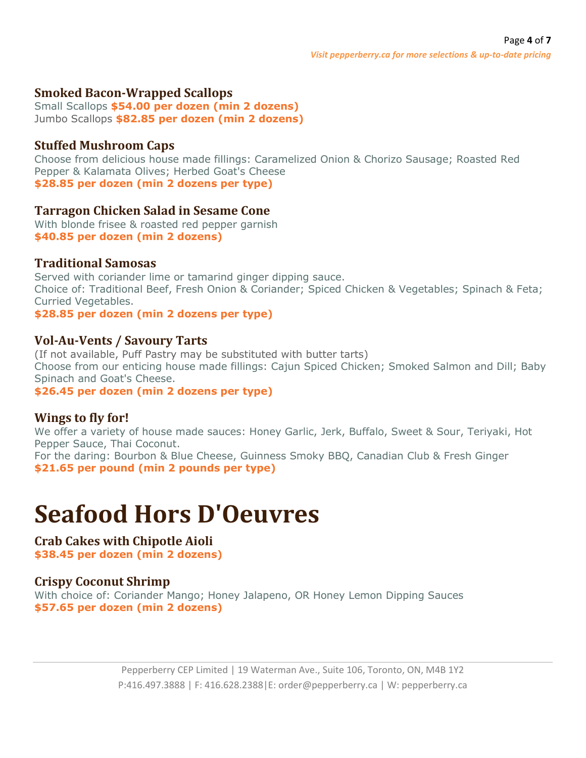### Smoked Bacon-Wrapped Scallops

Small Scallops **$54.00 per dozen (min 2 dozens)**
Jumbo Scallops **$82.85 per dozen (min 2 dozens)**

### Stuffed Mushroom Caps

Choose from delicious house made fillings: Caramelized Onion & Chorizo Sausage; Roasted Red Pepper & Kalamata Olives; Herbed Goat's Cheese
**$28.85 per dozen (min 2 dozens per type)**

### Tarragon Chicken Salad in Sesame Cone

With blonde frisee & roasted red pepper garnish
**$40.85 per dozen (min 2 dozens)**

### Traditional Samosas

Served with coriander lime or tamarind ginger dipping sauce.
Choice of: Traditional Beef, Fresh Onion & Coriander; Spiced Chicken & Vegetables; Spinach & Feta; Curried Vegetables.
**$28.85 per dozen (min 2 dozens per type)**

### Vol-Au-Vents / Savoury Tarts

(If not available, Puff Pastry may be substituted with butter tarts)
Choose from our enticing house made fillings: Cajun Spiced Chicken; Smoked Salmon and Dill; Baby Spinach and Goat's Cheese.
**$26.45 per dozen (min 2 dozens per type)**

### Wings to fly for!

We offer a variety of house made sauces: Honey Garlic, Jerk, Buffalo, Sweet & Sour, Teriyaki, Hot Pepper Sauce, Thai Coconut.
For the daring: Bourbon & Blue Cheese, Guinness Smoky BBQ, Canadian Club & Fresh Ginger
**$21.65 per pound (min 2 pounds per type)**

# Seafood Hors D'Oeuvres

### Crab Cakes with Chipotle Aioli

**$38.45 per dozen (min 2 dozens)**

### Crispy Coconut Shrimp

With choice of: Coriander Mango; Honey Jalapeno, OR Honey Lemon Dipping Sauces
**$57.65 per dozen (min 2 dozens)**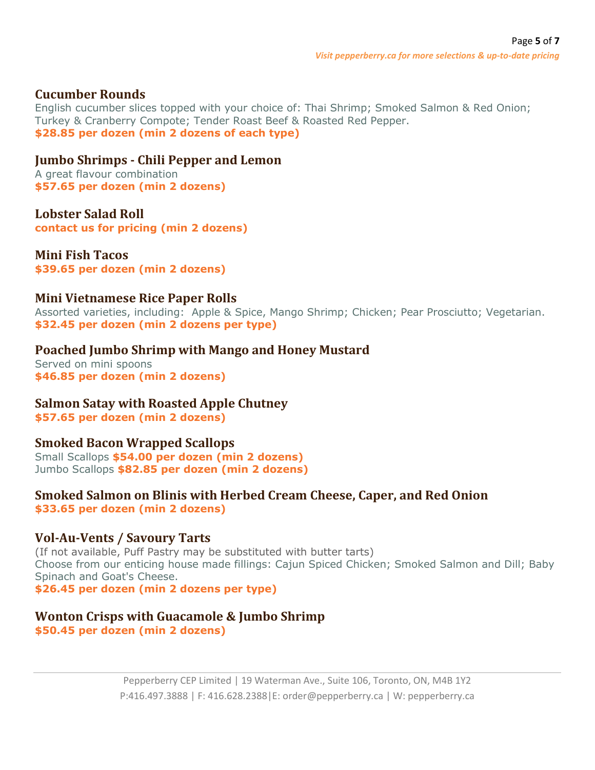### Cucumber Rounds

English cucumber slices topped with your choice of: Thai Shrimp; Smoked Salmon & Red Onion; Turkey & Cranberry Compote; Tender Roast Beef & Roasted Red Pepper.
**$28.85 per dozen (min 2 dozens of each type)**

### Jumbo Shrimps - Chili Pepper and Lemon

A great flavour combination
**$57.65 per dozen (min 2 dozens)**

### Lobster Salad Roll

**contact us for pricing (min 2 dozens)**

### Mini Fish Tacos

**$39.65 per dozen (min 2 dozens)**

### Mini Vietnamese Rice Paper Rolls

Assorted varieties, including: Apple & Spice, Mango Shrimp; Chicken; Pear Prosciutto; Vegetarian.
**$32.45 per dozen (min 2 dozens per type)**

### Poached Jumbo Shrimp with Mango and Honey Mustard

Served on mini spoons
**$46.85 per dozen (min 2 dozens)**

### Salmon Satay with Roasted Apple Chutney

**$57.65 per dozen (min 2 dozens)**

### Smoked Bacon Wrapped Scallops

Small Scallops **$54.00 per dozen (min 2 dozens)**
Jumbo Scallops **$82.85 per dozen (min 2 dozens)**

### Smoked Salmon on Blinis with Herbed Cream Cheese, Caper, and Red Onion

**$33.65 per dozen (min 2 dozens)**

### Vol-Au-Vents / Savoury Tarts

(If not available, Puff Pastry may be substituted with butter tarts)
Choose from our enticing house made fillings: Cajun Spiced Chicken; Smoked Salmon and Dill; Baby Spinach and Goat's Cheese.
**$26.45 per dozen (min 2 dozens per type)**

### Wonton Crisps with Guacamole & Jumbo Shrimp

**$50.45 per dozen (min 2 dozens)**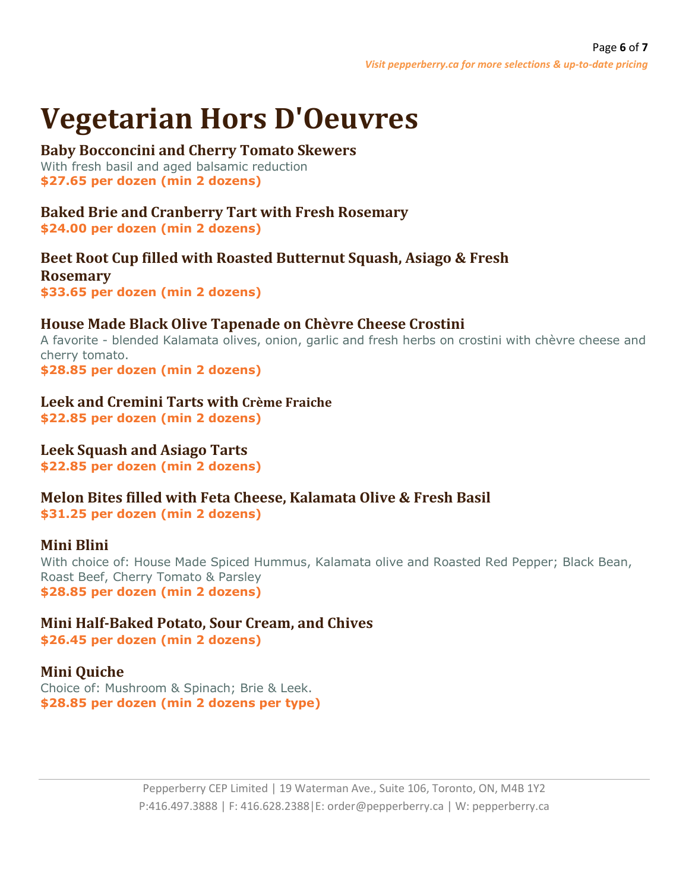# Vegetarian Hors D'Oeuvres

### Baby Bocconcini and Cherry Tomato Skewers

With fresh basil and aged balsamic reduction

**$27.65 per dozen (min 2 dozens)**

### Baked Brie and Cranberry Tart with Fresh Rosemary

**$24.00 per dozen (min 2 dozens)**

### Beet Root Cup filled with Roasted Butternut Squash, Asiago & Fresh Rosemary

**$33.65 per dozen (min 2 dozens)**

### House Made Black Olive Tapenade on Chèvre Cheese Crostini

A favorite - blended Kalamata olives, onion, garlic and fresh herbs on crostini with chèvre cheese and cherry tomato.

**$28.85 per dozen (min 2 dozens)**

### Leek and Cremini Tarts with Crème Fraiche

**$22.85 per dozen (min 2 dozens)**

### Leek Squash and Asiago Tarts

**$22.85 per dozen (min 2 dozens)**

### Melon Bites filled with Feta Cheese, Kalamata Olive & Fresh Basil

**$31.25 per dozen (min 2 dozens)**

### Mini Blini

With choice of: House Made Spiced Hummus, Kalamata olive and Roasted Red Pepper; Black Bean, Roast Beef, Cherry Tomato & Parsley

**$28.85 per dozen (min 2 dozens)**

### Mini Half-Baked Potato, Sour Cream, and Chives

**$26.45 per dozen (min 2 dozens)**

### Mini Quiche

Choice of: Mushroom & Spinach; Brie & Leek.

**$28.85 per dozen (min 2 dozens per type)**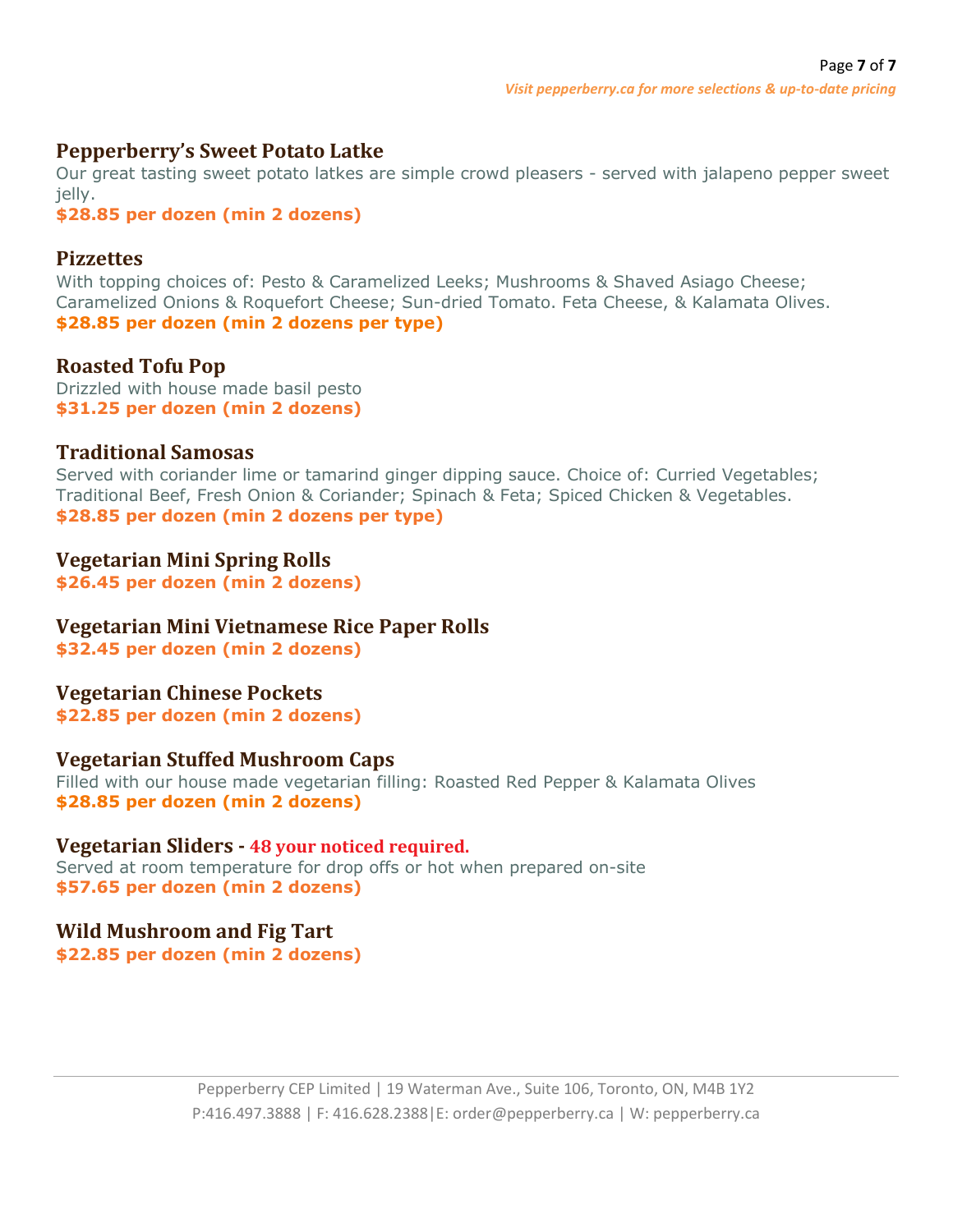## Pepperberry's Sweet Potato Latke

Our great tasting sweet potato latkes are simple crowd pleasers - served with jalapeno pepper sweet jelly.

**$28.85 per dozen (min 2 dozens)**

## Pizzettes

With topping choices of: Pesto & Caramelized Leeks; Mushrooms & Shaved Asiago Cheese; Caramelized Onions & Roquefort Cheese; Sun-dried Tomato. Feta Cheese, & Kalamata Olives.

**$28.85 per dozen (min 2 dozens per type)**

## Roasted Tofu Pop

Drizzled with house made basil pesto

**$31.25 per dozen (min 2 dozens)**

## Traditional Samosas

Served with coriander lime or tamarind ginger dipping sauce. Choice of: Curried Vegetables; Traditional Beef, Fresh Onion & Coriander; Spinach & Feta; Spiced Chicken & Vegetables.

**$28.85 per dozen (min 2 dozens per type)**

## Vegetarian Mini Spring Rolls

**$26.45 per dozen (min 2 dozens)**

## Vegetarian Mini Vietnamese Rice Paper Rolls

**$32.45 per dozen (min 2 dozens)**

## Vegetarian Chinese Pockets

**$22.85 per dozen (min 2 dozens)**

## Vegetarian Stuffed Mushroom Caps

Filled with our house made vegetarian filling: Roasted Red Pepper & Kalamata Olives

**$28.85 per dozen (min 2 dozens)**

## Vegetarian Sliders - 48 your noticed required.

Served at room temperature for drop offs or hot when prepared on-site

**$57.65 per dozen (min 2 dozens)**

## Wild Mushroom and Fig Tart

**$22.85 per dozen (min 2 dozens)**